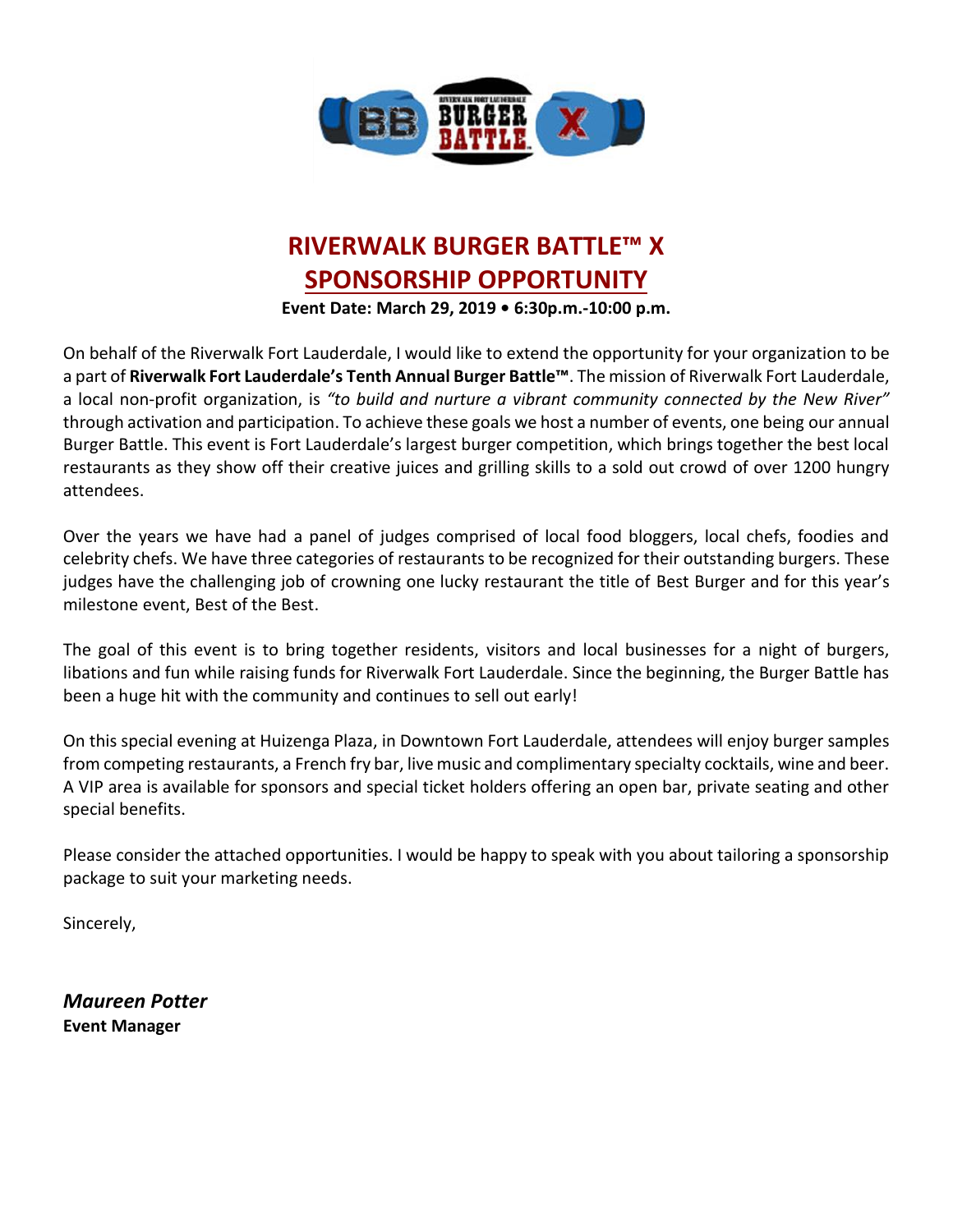# RIVERWALK BURGER BATTLE™ X
## SPONSORSHIP OPPORTUNITY

**Event Date: March 29, 2019 • 6:30p.m.-10:00 p.m.**

On behalf of the Riverwalk Fort Lauderdale, I would like to extend the opportunity for your organization to be a part of **Riverwalk Fort Lauderdale's Tenth Annual Burger Battle™**. The mission of Riverwalk Fort Lauderdale, a local non-profit organization, is *"to build and nurture a vibrant community connected by the New River"* through activation and participation. To achieve these goals we host a number of events, one being our annual Burger Battle. This event is Fort Lauderdale's largest burger competition, which brings together the best local restaurants as they show off their creative juices and grilling skills to a sold out crowd of over 1200 hungry attendees.

Over the years we have had a panel of judges comprised of local food bloggers, local chefs, foodies and celebrity chefs. We have three categories of restaurants to be recognized for their outstanding burgers. These judges have the challenging job of crowning one lucky restaurant the title of Best Burger and for this year's milestone event, Best of the Best.

The goal of this event is to bring together residents, visitors and local businesses for a night of burgers, libations and fun while raising funds for Riverwalk Fort Lauderdale. Since the beginning, the Burger Battle has been a huge hit with the community and continues to sell out early!

On this special evening at Huizenga Plaza, in Downtown Fort Lauderdale, attendees will enjoy burger samples from competing restaurants, a French fry bar, live music and complimentary specialty cocktails, wine and beer. A VIP area is available for sponsors and special ticket holders offering an open bar, private seating and other special benefits.

Please consider the attached opportunities. I would be happy to speak with you about tailoring a sponsorship package to suit your marketing needs.

Sincerely,

***Maureen Potter***
**Event Manager**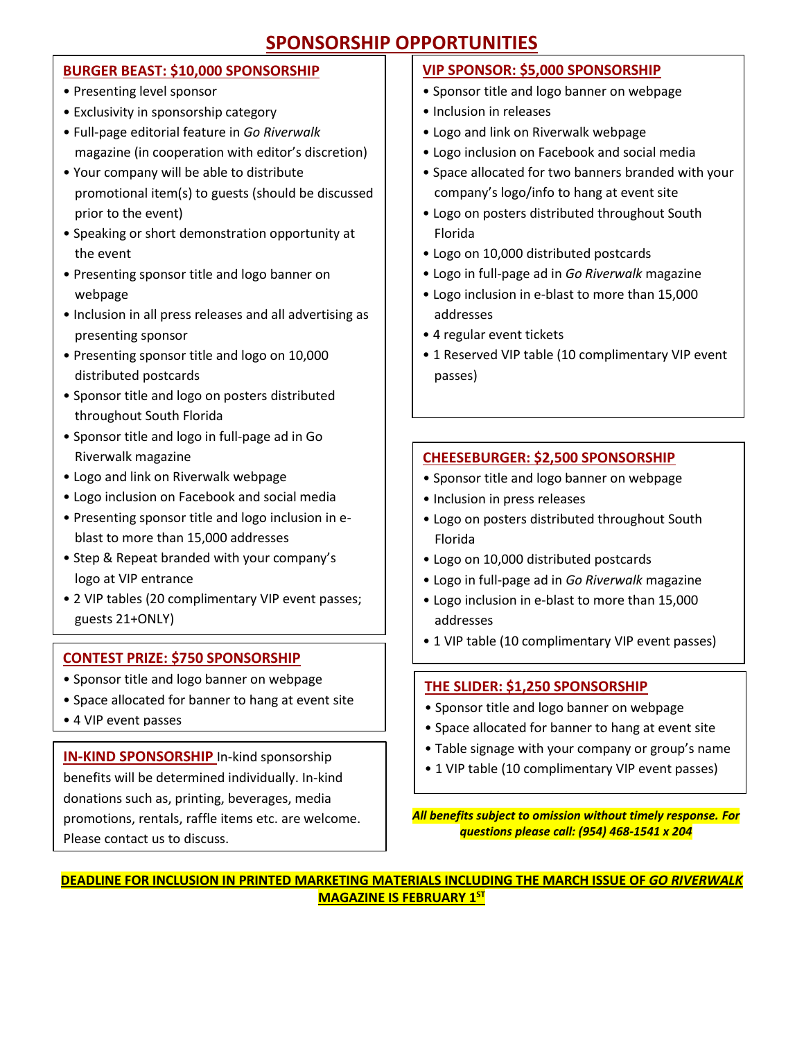# SPONSORSHIP OPPORTUNITIES

## BURGER BEAST: $10,000 SPONSORSHIP

- Presenting level sponsor
- Exclusivity in sponsorship category
- Full-page editorial feature in *Go Riverwalk* magazine (in cooperation with editor's discretion)
- Your company will be able to distribute promotional item(s) to guests (should be discussed prior to the event)
- Speaking or short demonstration opportunity at the event
- Presenting sponsor title and logo banner on webpage
- Inclusion in all press releases and all advertising as presenting sponsor
- Presenting sponsor title and logo on 10,000 distributed postcards
- Sponsor title and logo on posters distributed throughout South Florida
- Sponsor title and logo in full-page ad in Go Riverwalk magazine
- Logo and link on Riverwalk webpage
- Logo inclusion on Facebook and social media
- Presenting sponsor title and logo inclusion in e-blast to more than 15,000 addresses
- Step & Repeat branded with your company's logo at VIP entrance
- 2 VIP tables (20 complimentary VIP event passes; guests 21+ONLY)

## CONTEST PRIZE: $750 SPONSORSHIP

- Sponsor title and logo banner on webpage
- Space allocated for banner to hang at event site
- 4 VIP event passes

## IN-KIND SPONSORSHIP

In-kind sponsorship benefits will be determined individually. In-kind donations such as, printing, beverages, media promotions, rentals, raffle items etc. are welcome. Please contact us to discuss.

## VIP SPONSOR: $5,000 SPONSORSHIP

- Sponsor title and logo banner on webpage
- Inclusion in releases
- Logo and link on Riverwalk webpage
- Logo inclusion on Facebook and social media
- Space allocated for two banners branded with your company's logo/info to hang at event site
- Logo on posters distributed throughout South Florida
- Logo on 10,000 distributed postcards
- Logo in full-page ad in *Go Riverwalk* magazine
- Logo inclusion in e-blast to more than 15,000 addresses
- 4 regular event tickets
- 1 Reserved VIP table (10 complimentary VIP event passes)

## CHEESEBURGER: $2,500 SPONSORSHIP

- Sponsor title and logo banner on webpage
- Inclusion in press releases
- Logo on posters distributed throughout South Florida
- Logo on 10,000 distributed postcards
- Logo in full-page ad in *Go Riverwalk* magazine
- Logo inclusion in e-blast to more than 15,000 addresses
- 1 VIP table (10 complimentary VIP event passes)

## THE SLIDER: $1,250 SPONSORSHIP

- Sponsor title and logo banner on webpage
- Space allocated for banner to hang at event site
- Table signage with your company or group's name
- 1 VIP table (10 complimentary VIP event passes)

***All benefits subject to omission without timely response. For questions please call: (954) 468-1541 x 204***

**DEADLINE FOR INCLUSION IN PRINTED MARKETING MATERIALS INCLUDING THE MARCH ISSUE OF *GO RIVERWALK* MAGAZINE IS FEBRUARY 1ST**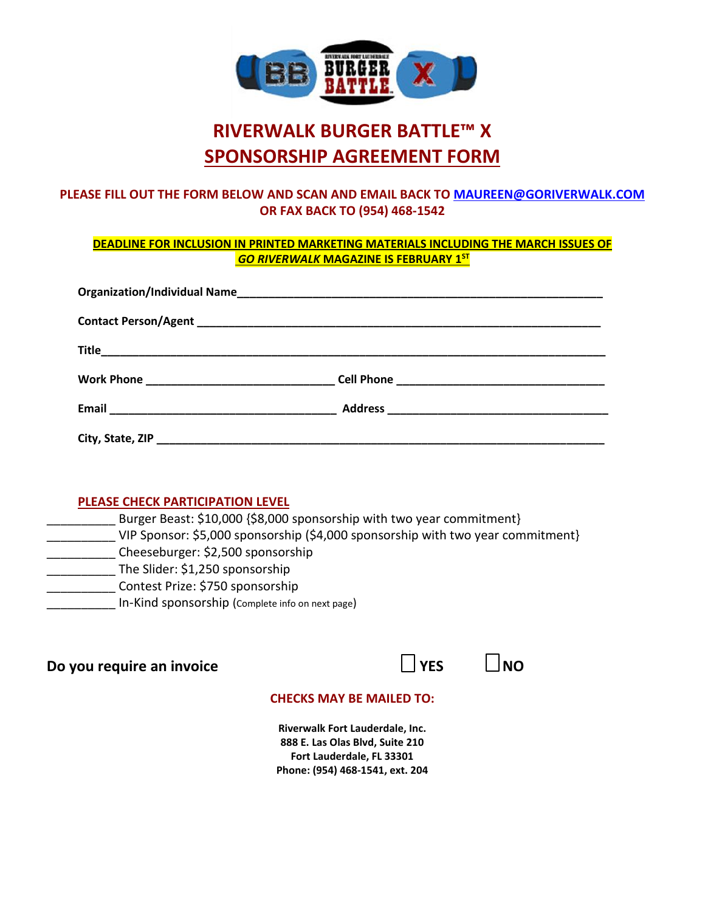# RIVERWALK BURGER BATTLE™ X

## SPONSORSHIP AGREEMENT FORM

**PLEASE FILL OUT THE FORM BELOW AND SCAN AND EMAIL BACK TO MAUREEN@GORIVERWALK.COM OR FAX BACK TO (954) 468-1542**

**DEADLINE FOR INCLUSION IN PRINTED MARKETING MATERIALS INCLUDING THE MARCH ISSUES OF *GO RIVERWALK* MAGAZINE IS FEBRUARY 1ST**

**Organization/Individual Name**\_\_\_\_\_\_\_\_\_\_\_\_\_\_\_\_\_\_\_\_\_\_\_\_\_\_\_\_\_\_\_\_\_\_\_\_\_\_\_\_

**Contact Person/Agent** \_\_\_\_\_\_\_\_\_\_\_\_\_\_\_\_\_\_\_\_\_\_\_\_\_\_\_\_\_\_\_\_\_\_\_\_\_\_\_\_\_\_\_\_

**Title**\_\_\_\_\_\_\_\_\_\_\_\_\_\_\_\_\_\_\_\_\_\_\_\_\_\_\_\_\_\_\_\_\_\_\_\_\_\_\_\_\_\_\_\_\_\_\_\_\_\_\_\_\_\_

**Work Phone** \_\_\_\_\_\_\_\_\_\_\_\_\_\_\_\_\_\_\_\_ **Cell Phone** \_\_\_\_\_\_\_\_\_\_\_\_\_\_\_\_\_\_\_\_\_\_

**Email** \_\_\_\_\_\_\_\_\_\_\_\_\_\_\_\_\_\_\_\_\_\_\_\_ **Address** \_\_\_\_\_\_\_\_\_\_\_\_\_\_\_\_\_\_\_\_\_\_\_\_

**City, State, ZIP** \_\_\_\_\_\_\_\_\_\_\_\_\_\_\_\_\_\_\_\_\_\_\_\_\_\_\_\_\_\_\_\_\_\_\_\_\_\_\_\_\_\_\_\_\_\_\_\_

**PLEASE CHECK PARTICIPATION LEVEL**

\_\_\_\_\_\_\_\_\_\_ Burger Beast: $10,000 {$8,000 sponsorship with two year commitment}
\_\_\_\_\_\_\_\_\_\_ VIP Sponsor: $5,000 sponsorship ($4,000 sponsorship with two year commitment}
\_\_\_\_\_\_\_\_\_\_ Cheeseburger: $2,500 sponsorship
\_\_\_\_\_\_\_\_\_\_ The Slider: $1,250 sponsorship
\_\_\_\_\_\_\_\_\_\_ Contest Prize: $750 sponsorship
\_\_\_\_\_\_\_\_\_\_ In-Kind sponsorship (Complete info on next page)

**Do you require an invoice** ☐ **YES** ☐ **NO**

**CHECKS MAY BE MAILED TO:**

**Riverwalk Fort Lauderdale, Inc.**
**888 E. Las Olas Blvd, Suite 210**
**Fort Lauderdale, FL 33301**
**Phone: (954) 468-1541, ext. 204**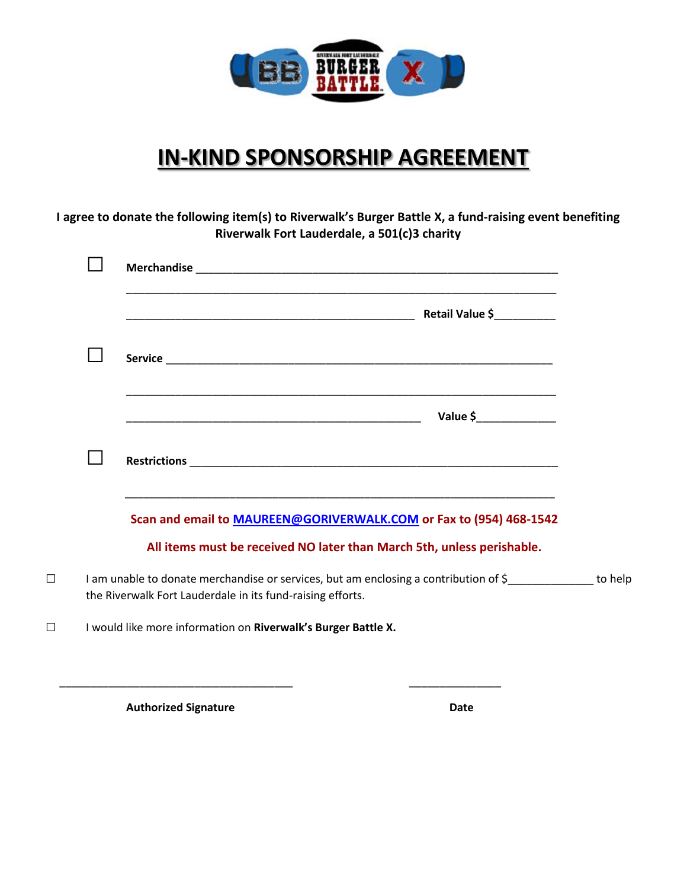# IN-KIND SPONSORSHIP AGREEMENT

**I agree to donate the following item(s) to Riverwalk's Burger Battle X, a fund-raising event benefiting Riverwalk Fort Lauderdale, a 501(c)3 charity**

☐ **Merchandise** ____________________________________________________________

______________________________________________________________________

______________________________________________ **Retail Value $**_________

☐ **Service** ______________________________________________________________

______________________________________________________________________

_______________________________________________ **Value $**____________

☐ **Restrictions** ___________________________________________________________

______________________________________________________________________

**Scan and email to [MAUREEN@GORIVERWALK.COM](mailto:MAUREEN@GORIVERWALK.COM) or Fax to (954) 468-1542**

**All items must be received NO later than March 5th, unless perishable.**

☐ I am unable to donate merchandise or services, but am enclosing a contribution of $_____________ to help the Riverwalk Fort Lauderdale in its fund-raising efforts.

☐ I would like more information on **Riverwalk's Burger Battle X.**

______________________________________ ______________

**Authorized Signature** **Date**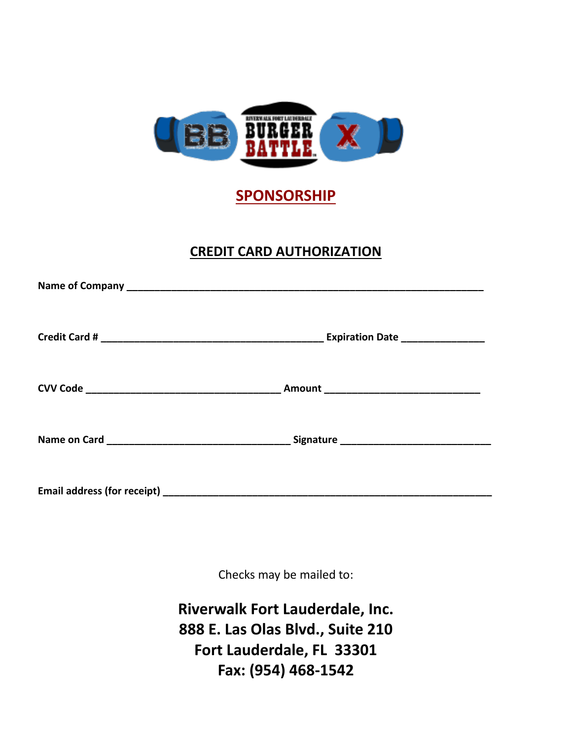## SPONSORSHIP

## CREDIT CARD AUTHORIZATION

**Name of Company** ______________________________________________________________

**Credit Card #** ________________________________________ **Expiration Date** ______________

**CVV Code** ___________________________________ **Amount** ____________________________

**Name on Card** _________________________________ **Signature** ___________________________

**Email address (for receipt)** ____________________________________________________________

Checks may be mailed to:

**Riverwalk Fort Lauderdale, Inc.**
**888 E. Las Olas Blvd., Suite 210**
**Fort Lauderdale, FL 33301**
**Fax: (954) 468-1542**